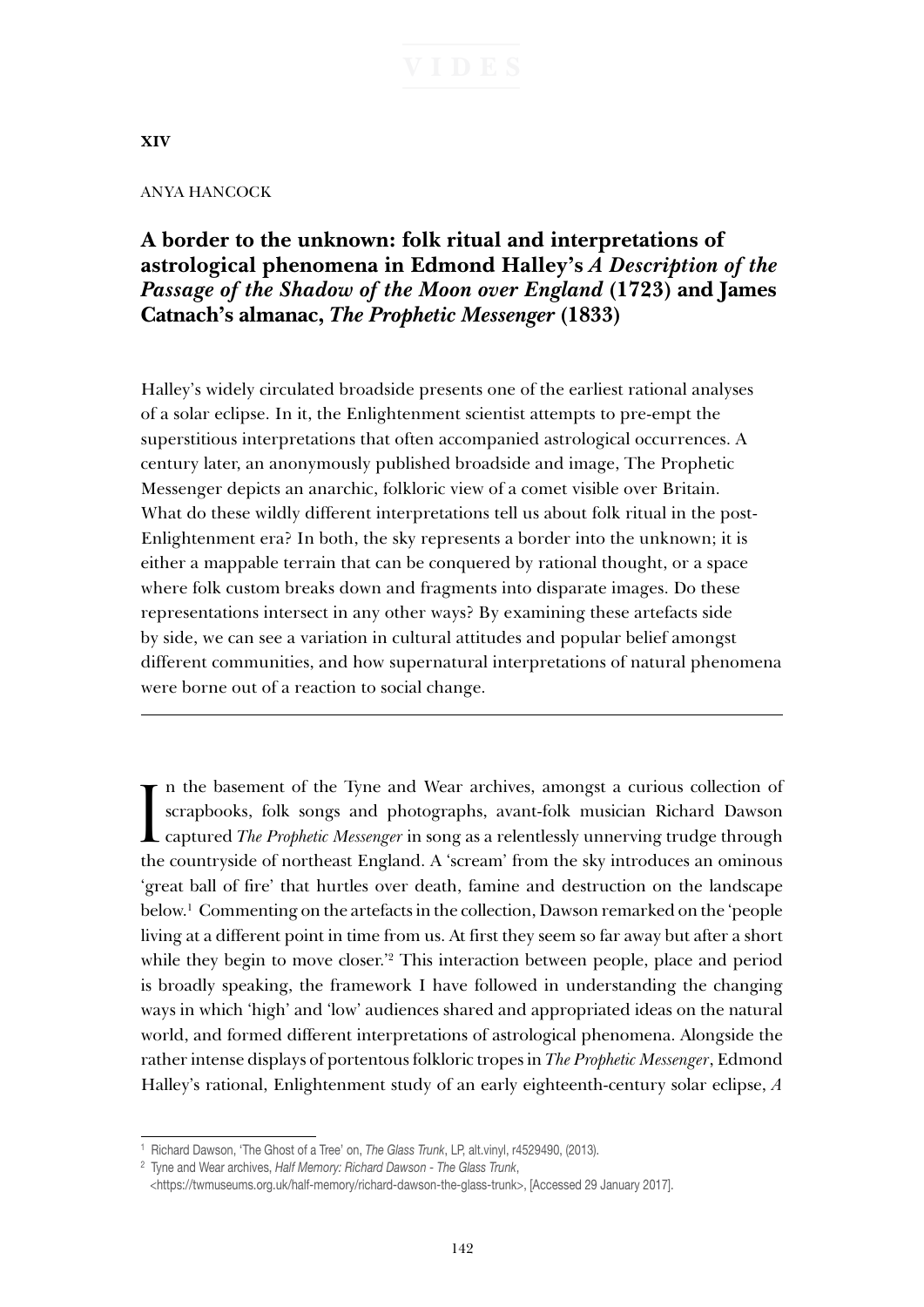**XIV**

ANYA HANCOCK

# A border to the unknown: folk ritual and interpretations of astrological phenomena in Edmond Halley's *A Description of the Passage of the Shadow of the Moon over England* (1723) and James Catnach's almanac, *The Prophetic Messenger* (1833)

Halley's widely circulated broadside presents one of the earliest rational analyses of a solar eclipse. In it, the Enlightenment scientist attempts to pre-empt the superstitious interpretations that often accompanied astrological occurrences. A century later, an anonymously published broadside and image, The Prophetic Messenger depicts an anarchic, folkloric view of a comet visible over Britain. What do these wildly different interpretations tell us about folk ritual in the post-Enlightenment era? In both, the sky represents a border into the unknown; it is either a mappable terrain that can be conquered by rational thought, or a space where folk custom breaks down and fragments into disparate images. Do these representations intersect in any other ways? By examining these artefacts side by side, we can see a variation in cultural attitudes and popular belief amongst different communities, and how supernatural interpretations of natural phenomena were borne out of a reaction to social change.

---

In the basement of the Tyne and Wear archives, amongst a curious collection of scrapbooks, folk songs and photographs, avant-folk musician Richard Dawson captured *The Prophetic Messenger* in song as a relentlessly unnerving trudge through the countryside of northeast England. A 'scream' from the sky introduces an ominous 'great ball of fire' that hurtles over death, famine and destruction on the landscape below.[1] Commenting on the artefacts in the collection, Dawson remarked on the 'people living at a different point in time from us. At first they seem so far away but after a short while they begin to move closer.'[2] This interaction between people, place and period is broadly speaking, the framework I have followed in understanding the changing ways in which 'high' and 'low' audiences shared and appropriated ideas on the natural world, and formed different interpretations of astrological phenomena. Alongside the rather intense displays of portentous folkloric tropes in *The Prophetic Messenger*, Edmond Halley's rational, Enlightenment study of an early eighteenth-century solar eclipse, *A*

---

[1] Richard Dawson, 'The Ghost of a Tree' on, *The Glass Trunk*, LP, alt.vinyl, r4529490, (2013).

[2] Tyne and Wear archives, *Half Memory: Richard Dawson - The Glass Trunk*, <https://twmuseums.org.uk/half-memory/richard-dawson-the-glass-trunk>, [Accessed 29 January 2017].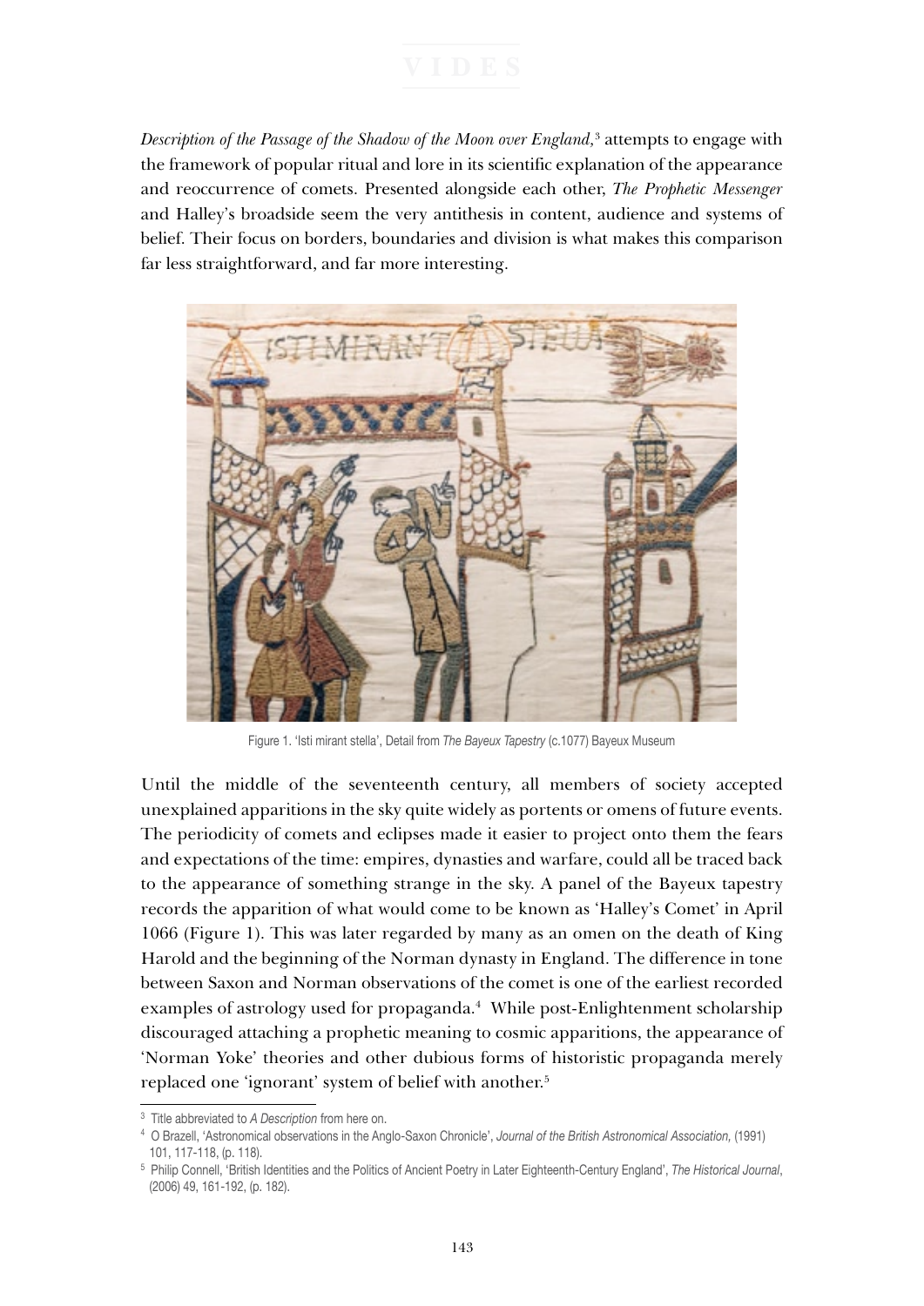*Description of the Passage of the Shadow of the Moon over England,*[3] attempts to engage with the framework of popular ritual and lore in its scientific explanation of the appearance and reoccurrence of comets. Presented alongside each other, *The Prophetic Messenger* and Halley's broadside seem the very antithesis in content, audience and systems of belief. Their focus on borders, boundaries and division is what makes this comparison far less straightforward, and far more interesting.

Figure 1. 'Isti mirant stella', Detail from *The Bayeux Tapestry* (c.1077) Bayeux Museum

Until the middle of the seventeenth century, all members of society accepted unexplained apparitions in the sky quite widely as portents or omens of future events. The periodicity of comets and eclipses made it easier to project onto them the fears and expectations of the time: empires, dynasties and warfare, could all be traced back to the appearance of something strange in the sky. A panel of the Bayeux tapestry records the apparition of what would come to be known as 'Halley's Comet' in April 1066 (Figure 1). This was later regarded by many as an omen on the death of King Harold and the beginning of the Norman dynasty in England. The difference in tone between Saxon and Norman observations of the comet is one of the earliest recorded examples of astrology used for propaganda.[4] While post-Enlightenment scholarship discouraged attaching a prophetic meaning to cosmic apparitions, the appearance of 'Norman Yoke' theories and other dubious forms of historistic propaganda merely replaced one 'ignorant' system of belief with another.[5]

---

[3] Title abbreviated to *A Description* from here on.

[4] O Brazell, 'Astronomical observations in the Anglo-Saxon Chronicle', *Journal of the British Astronomical Association,* (1991) 101, 117-118, (p. 118).

[5] Philip Connell, 'British Identities and the Politics of Ancient Poetry in Later Eighteenth-Century England', *The Historical Journal*, (2006) 49, 161-192, (p. 182).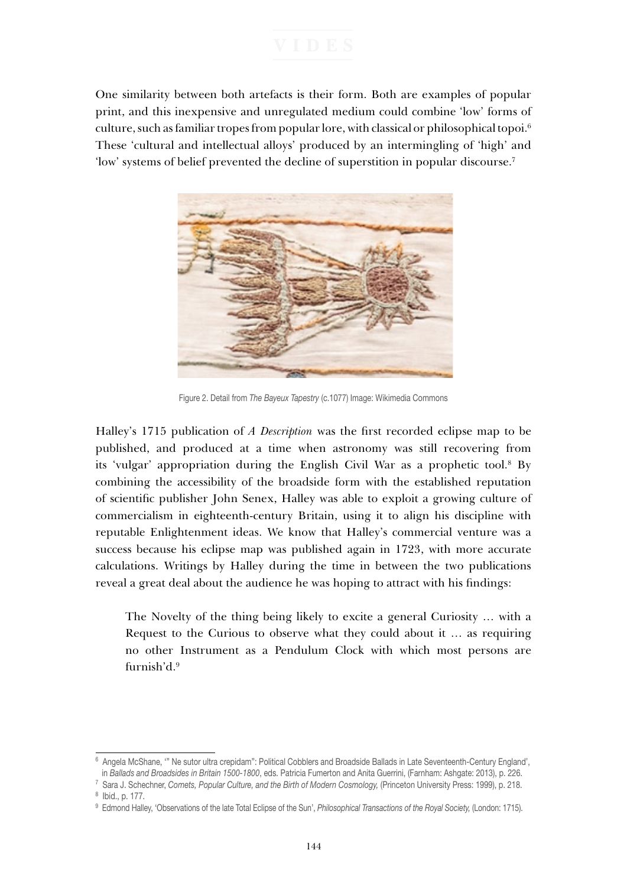One similarity between both artefacts is their form. Both are examples of popular print, and this inexpensive and unregulated medium could combine 'low' forms of culture, such as familiar tropes from popular lore, with classical or philosophical topoi.[6] These 'cultural and intellectual alloys' produced by an intermingling of 'high' and 'low' systems of belief prevented the decline of superstition in popular discourse.[7]

Figure 2. Detail from *The Bayeux Tapestry* (c.1077) Image: Wikimedia Commons

Halley's 1715 publication of *A Description* was the first recorded eclipse map to be published, and produced at a time when astronomy was still recovering from its 'vulgar' appropriation during the English Civil War as a prophetic tool.[8] By combining the accessibility of the broadside form with the established reputation of scientific publisher John Senex, Halley was able to exploit a growing culture of commercialism in eighteenth-century Britain, using it to align his discipline with reputable Enlightenment ideas. We know that Halley's commercial venture was a success because his eclipse map was published again in 1723, with more accurate calculations. Writings by Halley during the time in between the two publications reveal a great deal about the audience he was hoping to attract with his findings:

> The Novelty of the thing being likely to excite a general Curiosity … with a Request to the Curious to observe what they could about it … as requiring no other Instrument as a Pendulum Clock with which most persons are furnish'd.[9]

---

[6] Angela McShane, '" Ne sutor ultra crepidam": Political Cobblers and Broadside Ballads in Late Seventeenth-Century England', in *Ballads and Broadsides in Britain 1500-1800*, eds. Patricia Fumerton and Anita Guerrini, (Farnham: Ashgate: 2013), p. 226.

[7] Sara J. Schechner, *Comets, Popular Culture, and the Birth of Modern Cosmology,* (Princeton University Press: 1999), p. 218.

[8] Ibid., p. 177.

[9] Edmond Halley, 'Observations of the late Total Eclipse of the Sun', *Philosophical Transactions of the Royal Society,* (London: 1715).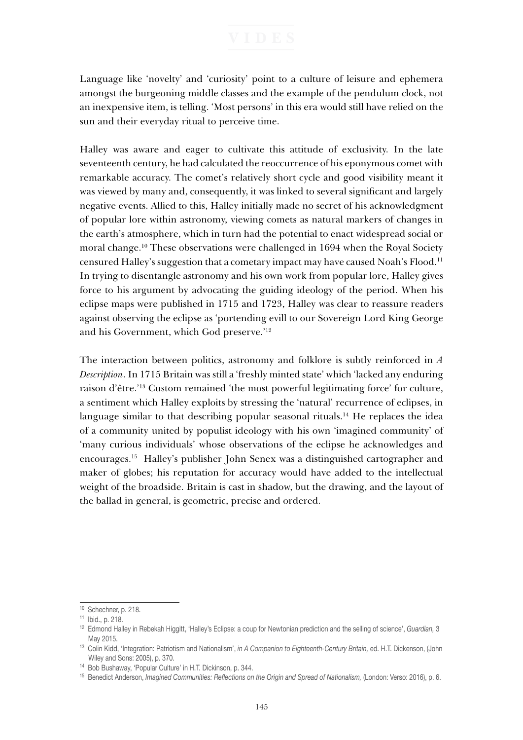Language like 'novelty' and 'curiosity' point to a culture of leisure and ephemera amongst the burgeoning middle classes and the example of the pendulum clock, not an inexpensive item, is telling. 'Most persons' in this era would still have relied on the sun and their everyday ritual to perceive time.

Halley was aware and eager to cultivate this attitude of exclusivity. In the late seventeenth century, he had calculated the reoccurrence of his eponymous comet with remarkable accuracy. The comet's relatively short cycle and good visibility meant it was viewed by many and, consequently, it was linked to several significant and largely negative events. Allied to this, Halley initially made no secret of his acknowledgment of popular lore within astronomy, viewing comets as natural markers of changes in the earth's atmosphere, which in turn had the potential to enact widespread social or moral change.[10] These observations were challenged in 1694 when the Royal Society censured Halley's suggestion that a cometary impact may have caused Noah's Flood.[11] In trying to disentangle astronomy and his own work from popular lore, Halley gives force to his argument by advocating the guiding ideology of the period. When his eclipse maps were published in 1715 and 1723, Halley was clear to reassure readers against observing the eclipse as 'portending evill to our Sovereign Lord King George and his Government, which God preserve.'[12]

The interaction between politics, astronomy and folklore is subtly reinforced in *A Description*. In 1715 Britain was still a 'freshly minted state' which 'lacked any enduring raison d'être.'[13] Custom remained 'the most powerful legitimating force' for culture, a sentiment which Halley exploits by stressing the 'natural' recurrence of eclipses, in language similar to that describing popular seasonal rituals.[14] He replaces the idea of a community united by populist ideology with his own 'imagined community' of 'many curious individuals' whose observations of the eclipse he acknowledges and encourages.[15] Halley's publisher John Senex was a distinguished cartographer and maker of globes; his reputation for accuracy would have added to the intellectual weight of the broadside. Britain is cast in shadow, but the drawing, and the layout of the ballad in general, is geometric, precise and ordered.

---

[10] Schechner, p. 218.

[11] Ibid., p. 218.

[12] Edmond Halley in Rebekah Higgitt, 'Halley's Eclipse: a coup for Newtonian prediction and the selling of science', *Guardian,* 3 May 2015.

[13] Colin Kidd, 'Integration: Patriotism and Nationalism', *in A Companion to Eighteenth-Century Britain,* ed. H.T. Dickenson, (John Wiley and Sons: 2005), p. 370.

[14] Bob Bushaway, 'Popular Culture' in H.T. Dickinson, p. 344.

[15] Benedict Anderson, *Imagined Communities: Reflections on the Origin and Spread of Nationalism,* (London: Verso: 2016), p. 6.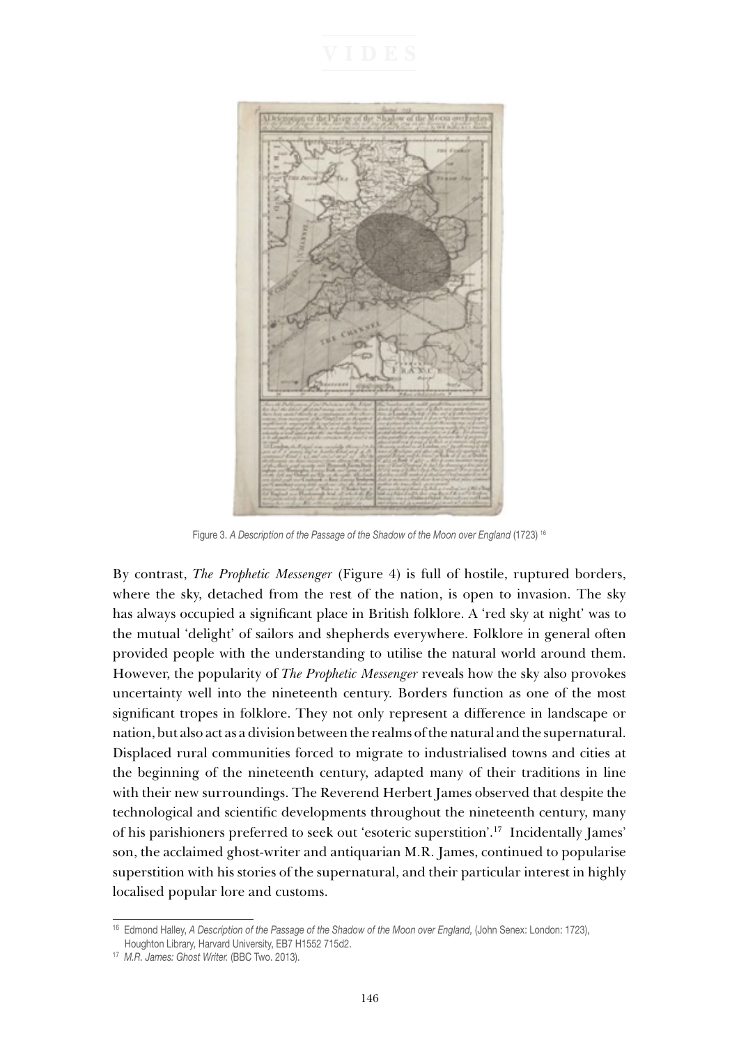Figure 3. *A Description of the Passage of the Shadow of the Moon over England* (1723) [16]

By contrast, *The Prophetic Messenger* (Figure 4) is full of hostile, ruptured borders, where the sky, detached from the rest of the nation, is open to invasion. The sky has always occupied a significant place in British folklore. A 'red sky at night' was to the mutual 'delight' of sailors and shepherds everywhere. Folklore in general often provided people with the understanding to utilise the natural world around them. However, the popularity of *The Prophetic Messenger* reveals how the sky also provokes uncertainty well into the nineteenth century. Borders function as one of the most significant tropes in folklore. They not only represent a difference in landscape or nation, but also act as a division between the realms of the natural and the supernatural. Displaced rural communities forced to migrate to industrialised towns and cities at the beginning of the nineteenth century, adapted many of their traditions in line with their new surroundings. The Reverend Herbert James observed that despite the technological and scientific developments throughout the nineteenth century, many of his parishioners preferred to seek out 'esoteric superstition'.[17] Incidentally James' son, the acclaimed ghost-writer and antiquarian M.R. James, continued to popularise superstition with his stories of the supernatural, and their particular interest in highly localised popular lore and customs.

---

[16] Edmond Halley, *A Description of the Passage of the Shadow of the Moon over England,* (John Senex: London: 1723), Houghton Library, Harvard University, EB7 H1552 715d2.

[17] *M.R. James: Ghost Writer.* (BBC Two. 2013).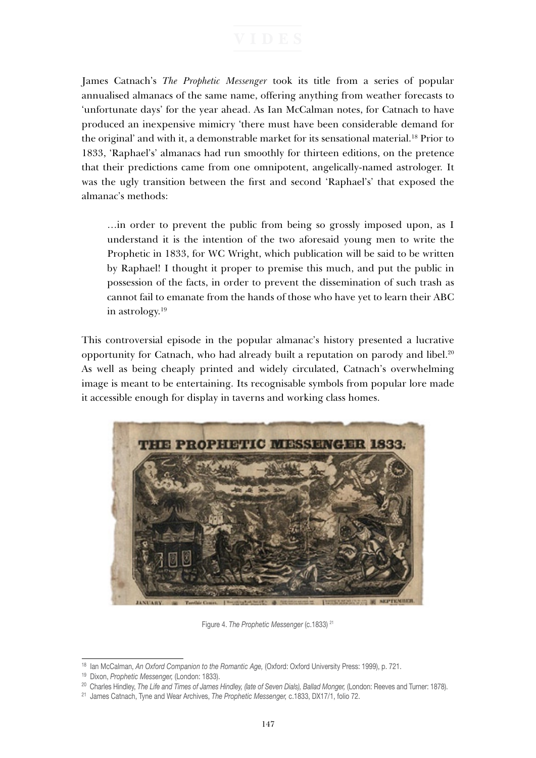James Catnach's *The Prophetic Messenger* took its title from a series of popular annualised almanacs of the same name, offering anything from weather forecasts to 'unfortunate days' for the year ahead. As Ian McCalman notes, for Catnach to have produced an inexpensive mimicry 'there must have been considerable demand for the original' and with it, a demonstrable market for its sensational material.[18] Prior to 1833, 'Raphael's' almanacs had run smoothly for thirteen editions, on the pretence that their predictions came from one omnipotent, angelically-named astrologer. It was the ugly transition between the first and second 'Raphael's' that exposed the almanac's methods:

> …in order to prevent the public from being so grossly imposed upon, as I understand it is the intention of the two aforesaid young men to write the Prophetic in 1833, for WC Wright, which publication will be said to be written by Raphael! I thought it proper to premise this much, and put the public in possession of the facts, in order to prevent the dissemination of such trash as cannot fail to emanate from the hands of those who have yet to learn their ABC in astrology.[19]

This controversial episode in the popular almanac's history presented a lucrative opportunity for Catnach, who had already built a reputation on parody and libel.[20] As well as being cheaply printed and widely circulated, Catnach's overwhelming image is meant to be entertaining. Its recognisable symbols from popular lore made it accessible enough for display in taverns and working class homes.

Figure 4. *The Prophetic Messenger* (c.1833) [21]

---

[18] Ian McCalman, *An Oxford Companion to the Romantic Age,* (Oxford: Oxford University Press: 1999), p. 721.

[19] Dixon, *Prophetic Messenger,* (London: 1833).

[20] Charles Hindley, *The Life and Times of James Hindley, (late of Seven Dials), Ballad Monger,* (London: Reeves and Turner: 1878).

[21] James Catnach, Tyne and Wear Archives, *The Prophetic Messenger,* c.1833, DX17/1, folio 72.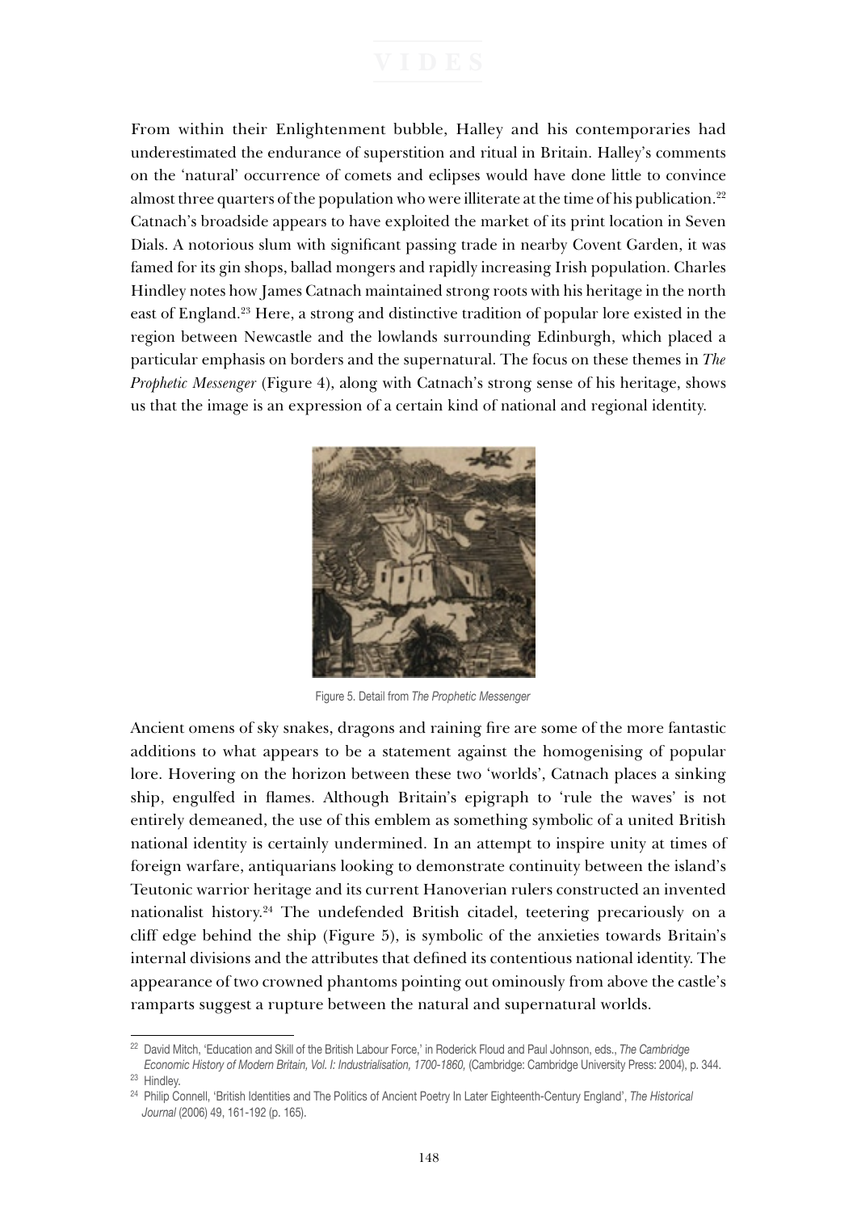From within their Enlightenment bubble, Halley and his contemporaries had underestimated the endurance of superstition and ritual in Britain. Halley's comments on the 'natural' occurrence of comets and eclipses would have done little to convince almost three quarters of the population who were illiterate at the time of his publication.[22] Catnach's broadside appears to have exploited the market of its print location in Seven Dials. A notorious slum with significant passing trade in nearby Covent Garden, it was famed for its gin shops, ballad mongers and rapidly increasing Irish population. Charles Hindley notes how James Catnach maintained strong roots with his heritage in the north east of England.[23] Here, a strong and distinctive tradition of popular lore existed in the region between Newcastle and the lowlands surrounding Edinburgh, which placed a particular emphasis on borders and the supernatural. The focus on these themes in *The Prophetic Messenger* (Figure 4), along with Catnach's strong sense of his heritage, shows us that the image is an expression of a certain kind of national and regional identity.

Figure 5. Detail from *The Prophetic Messenger*

Ancient omens of sky snakes, dragons and raining fire are some of the more fantastic additions to what appears to be a statement against the homogenising of popular lore. Hovering on the horizon between these two 'worlds', Catnach places a sinking ship, engulfed in flames. Although Britain's epigraph to 'rule the waves' is not entirely demeaned, the use of this emblem as something symbolic of a united British national identity is certainly undermined. In an attempt to inspire unity at times of foreign warfare, antiquarians looking to demonstrate continuity between the island's Teutonic warrior heritage and its current Hanoverian rulers constructed an invented nationalist history.[24] The undefended British citadel, teetering precariously on a cliff edge behind the ship (Figure 5), is symbolic of the anxieties towards Britain's internal divisions and the attributes that defined its contentious national identity. The appearance of two crowned phantoms pointing out ominously from above the castle's ramparts suggest a rupture between the natural and supernatural worlds.

---

[22] David Mitch, 'Education and Skill of the British Labour Force,' in Roderick Floud and Paul Johnson, eds., *The Cambridge Economic History of Modern Britain, Vol. I: Industrialisation, 1700-1860,* (Cambridge: Cambridge University Press: 2004), p. 344.

[23] Hindley.

[24] Philip Connell, 'British Identities and The Politics of Ancient Poetry In Later Eighteenth-Century England', *The Historical Journal* (2006) 49, 161-192 (p. 165).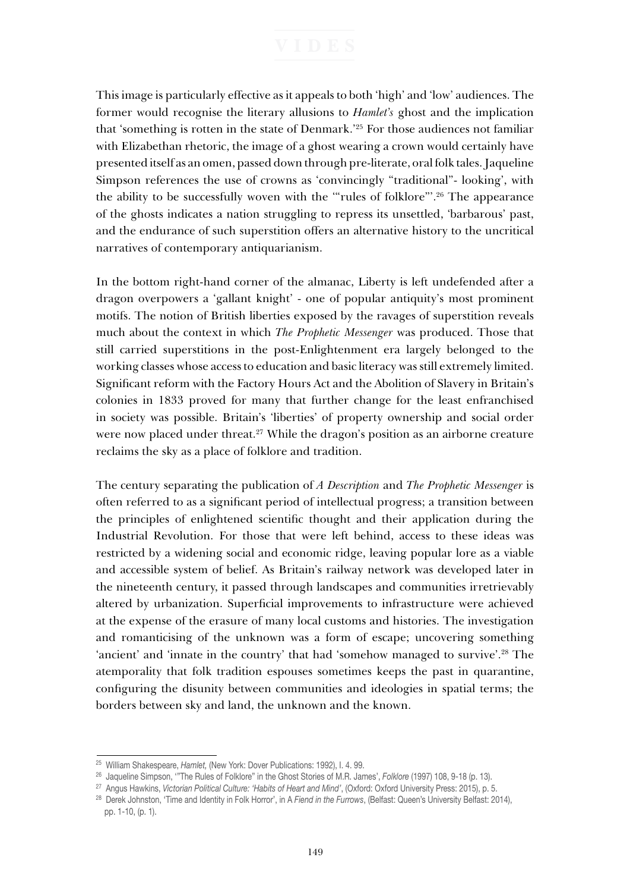This image is particularly effective as it appeals to both 'high' and 'low' audiences. The former would recognise the literary allusions to *Hamlet's* ghost and the implication that 'something is rotten in the state of Denmark.'[25] For those audiences not familiar with Elizabethan rhetoric, the image of a ghost wearing a crown would certainly have presented itself as an omen, passed down through pre-literate, oral folk tales. Jaqueline Simpson references the use of crowns as 'convincingly "traditional"- looking', with the ability to be successfully woven with the '"rules of folklore"'.[26] The appearance of the ghosts indicates a nation struggling to repress its unsettled, 'barbarous' past, and the endurance of such superstition offers an alternative history to the uncritical narratives of contemporary antiquarianism.

In the bottom right-hand corner of the almanac, Liberty is left undefended after a dragon overpowers a 'gallant knight' - one of popular antiquity's most prominent motifs. The notion of British liberties exposed by the ravages of superstition reveals much about the context in which *The Prophetic Messenger* was produced. Those that still carried superstitions in the post-Enlightenment era largely belonged to the working classes whose access to education and basic literacy was still extremely limited. Significant reform with the Factory Hours Act and the Abolition of Slavery in Britain's colonies in 1833 proved for many that further change for the least enfranchised in society was possible. Britain's 'liberties' of property ownership and social order were now placed under threat.[27] While the dragon's position as an airborne creature reclaims the sky as a place of folklore and tradition.

The century separating the publication of *A Description* and *The Prophetic Messenger* is often referred to as a significant period of intellectual progress; a transition between the principles of enlightened scientific thought and their application during the Industrial Revolution. For those that were left behind, access to these ideas was restricted by a widening social and economic ridge, leaving popular lore as a viable and accessible system of belief. As Britain's railway network was developed later in the nineteenth century, it passed through landscapes and communities irretrievably altered by urbanization. Superficial improvements to infrastructure were achieved at the expense of the erasure of many local customs and histories. The investigation and romanticising of the unknown was a form of escape; uncovering something 'ancient' and 'innate in the country' that had 'somehow managed to survive'.[28] The atemporality that folk tradition espouses sometimes keeps the past in quarantine, configuring the disunity between communities and ideologies in spatial terms; the borders between sky and land, the unknown and the known.

---

[25] William Shakespeare, *Hamlet,* (New York: Dover Publications: 1992), I. 4. 99.

[26] Jaqueline Simpson, '"The Rules of Folklore" in the Ghost Stories of M.R. James', *Folklore* (1997) 108, 9-18 (p. 13).

[27] Angus Hawkins, *Victorian Political Culture: 'Habits of Heart and Mind'*, (Oxford: Oxford University Press: 2015), p. 5.

[28] Derek Johnston, 'Time and Identity in Folk Horror', in A *Fiend in the Furrows*, (Belfast: Queen's University Belfast: 2014), pp. 1-10, (p. 1).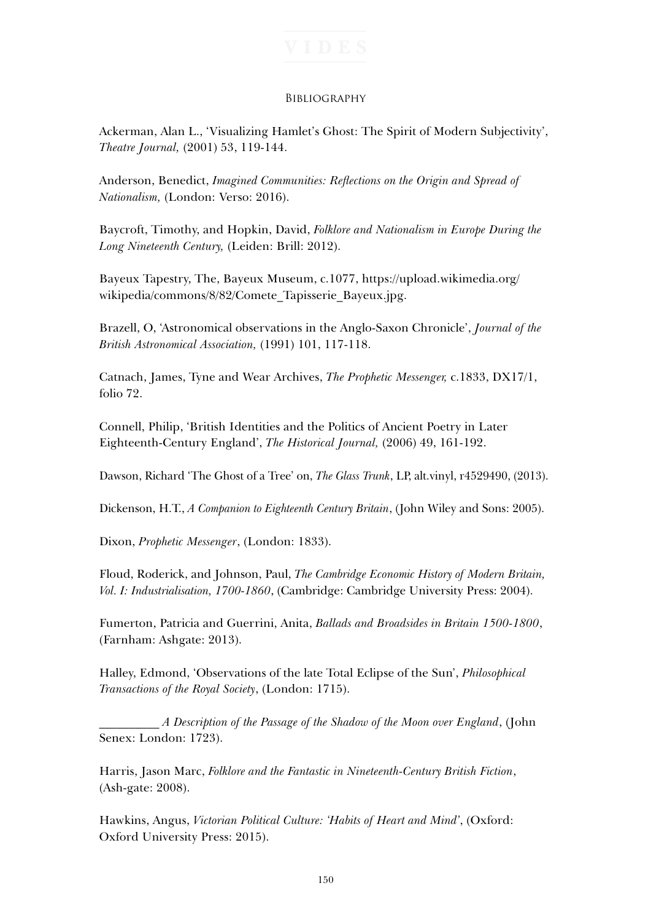## Bibliography

Ackerman, Alan L., 'Visualizing Hamlet's Ghost: The Spirit of Modern Subjectivity', *Theatre Journal,* (2001) 53, 119-144.

Anderson, Benedict, *Imagined Communities: Reflections on the Origin and Spread of Nationalism,* (London: Verso: 2016).

Baycroft, Timothy, and Hopkin, David, *Folklore and Nationalism in Europe During the Long Nineteenth Century,* (Leiden: Brill: 2012).

Bayeux Tapestry, The, Bayeux Museum, c.1077, https://upload.wikimedia.org/wikipedia/commons/8/82/Comete_Tapisserie_Bayeux.jpg.

Brazell, O, 'Astronomical observations in the Anglo-Saxon Chronicle', *Journal of the British Astronomical Association,* (1991) 101, 117-118.

Catnach, James, Tyne and Wear Archives, *The Prophetic Messenger,* c.1833, DX17/1, folio 72.

Connell, Philip, 'British Identities and the Politics of Ancient Poetry in Later Eighteenth-Century England', *The Historical Journal,* (2006) 49, 161-192.

Dawson, Richard 'The Ghost of a Tree' on, *The Glass Trunk*, LP, alt.vinyl, r4529490, (2013).

Dickenson, H.T., *A Companion to Eighteenth Century Britain*, (John Wiley and Sons: 2005).

Dixon, *Prophetic Messenger*, (London: 1833).

Floud, Roderick, and Johnson, Paul, *The Cambridge Economic History of Modern Britain, Vol. I: Industrialisation, 1700-1860*, (Cambridge: Cambridge University Press: 2004).

Fumerton, Patricia and Guerrini, Anita, *Ballads and Broadsides in Britain 1500-1800*, (Farnham: Ashgate: 2013).

Halley, Edmond, 'Observations of the late Total Eclipse of the Sun', *Philosophical Transactions of the Royal Society*, (London: 1715).

_________ *A Description of the Passage of the Shadow of the Moon over England*, (John Senex: London: 1723).

Harris, Jason Marc, *Folklore and the Fantastic in Nineteenth-Century British Fiction*, (Ash-gate: 2008).

Hawkins, Angus, *Victorian Political Culture: 'Habits of Heart and Mind'*, (Oxford: Oxford University Press: 2015).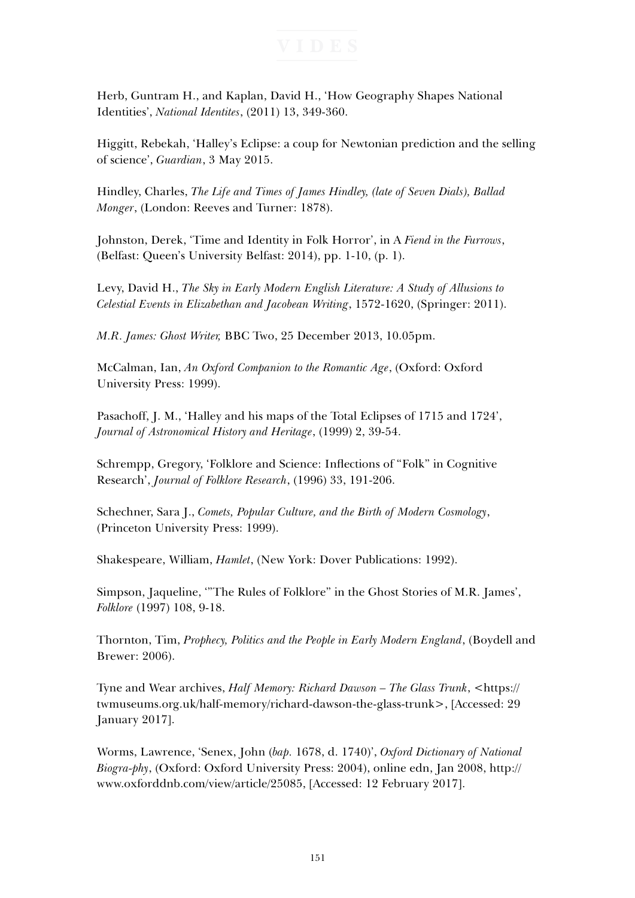Herb, Guntram H., and Kaplan, David H., 'How Geography Shapes National Identities', *National Identites*, (2011) 13, 349-360.

Higgitt, Rebekah, 'Halley's Eclipse: a coup for Newtonian prediction and the selling of science', *Guardian*, 3 May 2015.

Hindley, Charles, *The Life and Times of James Hindley, (late of Seven Dials), Ballad Monger*, (London: Reeves and Turner: 1878).

Johnston, Derek, 'Time and Identity in Folk Horror', in A *Fiend in the Furrows*, (Belfast: Queen's University Belfast: 2014), pp. 1-10, (p. 1).

Levy, David H., *The Sky in Early Modern English Literature: A Study of Allusions to Celestial Events in Elizabethan and Jacobean Writing*, 1572-1620, (Springer: 2011).

*M.R. James: Ghost Writer,* BBC Two, 25 December 2013, 10.05pm.

McCalman, Ian, *An Oxford Companion to the Romantic Age*, (Oxford: Oxford University Press: 1999).

Pasachoff, J. M., 'Halley and his maps of the Total Eclipses of 1715 and 1724', *Journal of Astronomical History and Heritage*, (1999) 2, 39-54.

Schrempp, Gregory, 'Folklore and Science: Inflections of "Folk" in Cognitive Research', *Journal of Folklore Research*, (1996) 33, 191-206.

Schechner, Sara J., *Comets, Popular Culture, and the Birth of Modern Cosmology*, (Princeton University Press: 1999).

Shakespeare, William, *Hamlet*, (New York: Dover Publications: 1992).

Simpson, Jaqueline, '"The Rules of Folklore" in the Ghost Stories of M.R. James', *Folklore* (1997) 108, 9-18.

Thornton, Tim, *Prophecy, Politics and the People in Early Modern England*, (Boydell and Brewer: 2006).

Tyne and Wear archives, *Half Memory: Richard Dawson – The Glass Trunk*, <https://twmuseums.org.uk/half-memory/richard-dawson-the-glass-trunk>, [Accessed: 29 January 2017].

Worms, Lawrence, 'Senex, John (*bap.* 1678, d. 1740)', *Oxford Dictionary of National Biogra-phy*, (Oxford: Oxford University Press: 2004), online edn, Jan 2008, http://www.oxforddnb.com/view/article/25085, [Accessed: 12 February 2017].